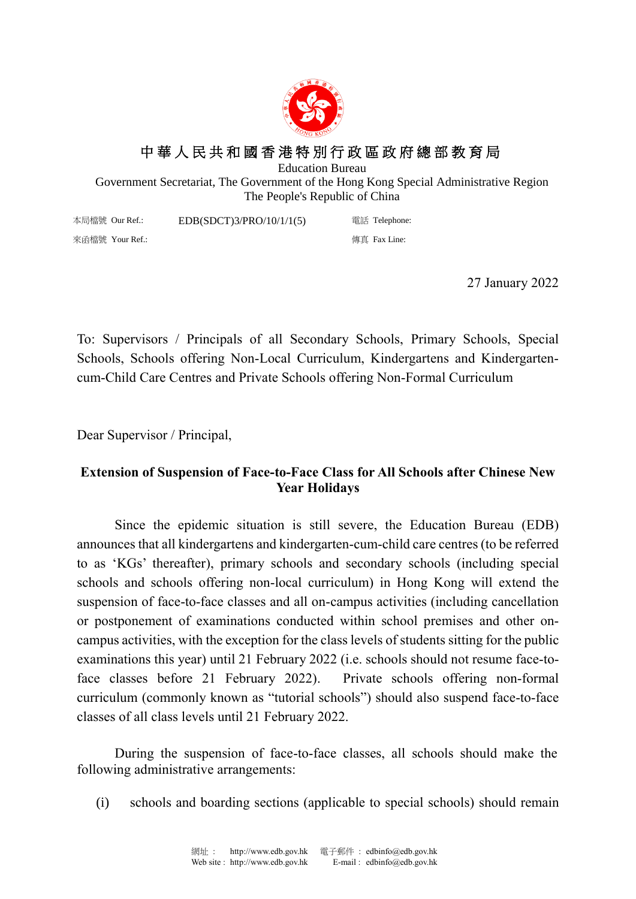中華人民共和國香港特別行政區政府總部教育局

Education Bureau

Government Secretariat, The Government of the Hong Kong Special Administrative Region

The People's Republic of China

本局檔號 Our Ref.: EDB(SDCT)3/PRO/10/1/1(5)

電話 Telephone:

來函檔號 Your Ref.:

傳真 Fax Line:

27 January 2022

To: Supervisors / Principals of all Secondary Schools, Primary Schools, Special Schools, Schools offering Non-Local Curriculum, Kindergartens and Kindergarten-cum-Child Care Centres and Private Schools offering Non-Formal Curriculum

Dear Supervisor / Principal,

**Extension of Suspension of Face-to-Face Class for All Schools after Chinese New Year Holidays**

Since the epidemic situation is still severe, the Education Bureau (EDB) announces that all kindergartens and kindergarten-cum-child care centres (to be referred to as 'KGs' thereafter), primary schools and secondary schools (including special schools and schools offering non-local curriculum) in Hong Kong will extend the suspension of face-to-face classes and all on-campus activities (including cancellation or postponement of examinations conducted within school premises and other on-campus activities, with the exception for the class levels of students sitting for the public examinations this year) until 21 February 2022 (i.e. schools should not resume face-to-face classes before 21 February 2022). Private schools offering non-formal curriculum (commonly known as "tutorial schools") should also suspend face-to-face classes of all class levels until 21 February 2022.

During the suspension of face-to-face classes, all schools should make the following administrative arrangements:

(i) schools and boarding sections (applicable to special schools) should remain

網址： http://www.edb.gov.hk 電子郵件： edbinfo@edb.gov.hk
Web site : http://www.edb.gov.hk E-mail : edbinfo@edb.gov.hk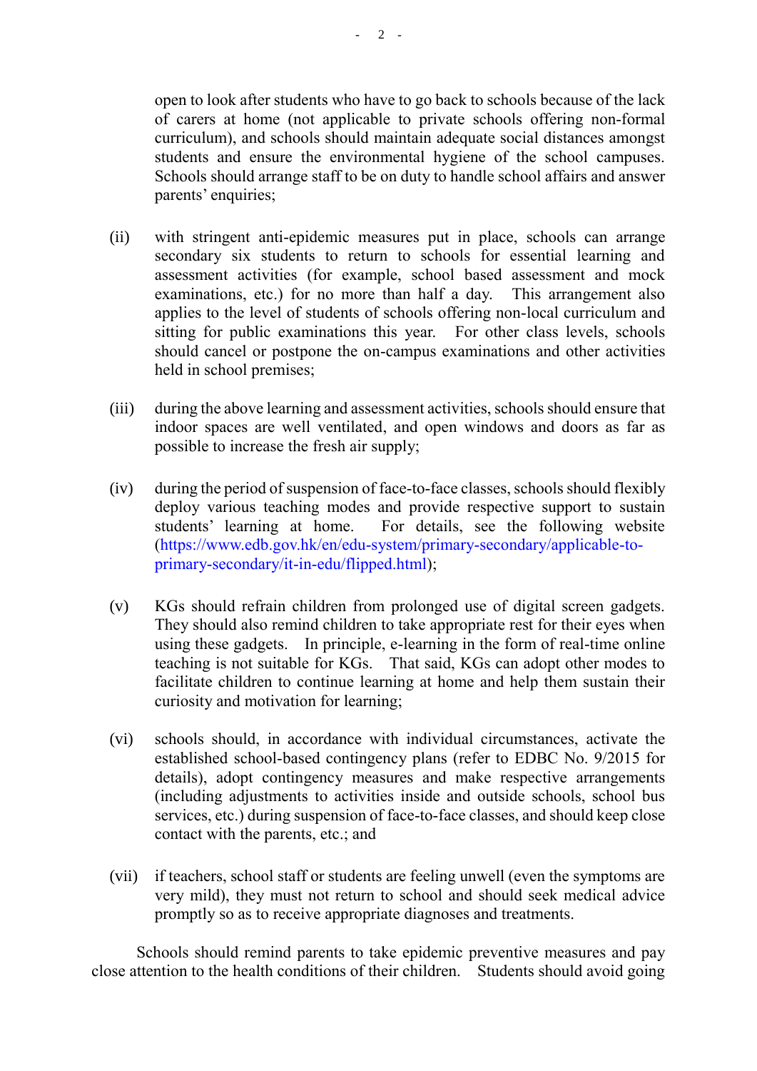open to look after students who have to go back to schools because of the lack of carers at home (not applicable to private schools offering non-formal curriculum), and schools should maintain adequate social distances amongst students and ensure the environmental hygiene of the school campuses. Schools should arrange staff to be on duty to handle school affairs and answer parents' enquiries;

(ii) with stringent anti-epidemic measures put in place, schools can arrange secondary six students to return to schools for essential learning and assessment activities (for example, school based assessment and mock examinations, etc.) for no more than half a day. This arrangement also applies to the level of students of schools offering non-local curriculum and sitting for public examinations this year. For other class levels, schools should cancel or postpone the on-campus examinations and other activities held in school premises;

(iii) during the above learning and assessment activities, schools should ensure that indoor spaces are well ventilated, and open windows and doors as far as possible to increase the fresh air supply;

(iv) during the period of suspension of face-to-face classes, schools should flexibly deploy various teaching modes and provide respective support to sustain students' learning at home. For details, see the following website (https://www.edb.gov.hk/en/edu-system/primary-secondary/applicable-to-primary-secondary/it-in-edu/flipped.html);

(v) KGs should refrain children from prolonged use of digital screen gadgets. They should also remind children to take appropriate rest for their eyes when using these gadgets. In principle, e-learning in the form of real-time online teaching is not suitable for KGs. That said, KGs can adopt other modes to facilitate children to continue learning at home and help them sustain their curiosity and motivation for learning;

(vi) schools should, in accordance with individual circumstances, activate the established school-based contingency plans (refer to EDBC No. 9/2015 for details), adopt contingency measures and make respective arrangements (including adjustments to activities inside and outside schools, school bus services, etc.) during suspension of face-to-face classes, and should keep close contact with the parents, etc.; and

(vii) if teachers, school staff or students are feeling unwell (even the symptoms are very mild), they must not return to school and should seek medical advice promptly so as to receive appropriate diagnoses and treatments.

Schools should remind parents to take epidemic preventive measures and pay close attention to the health conditions of their children. Students should avoid going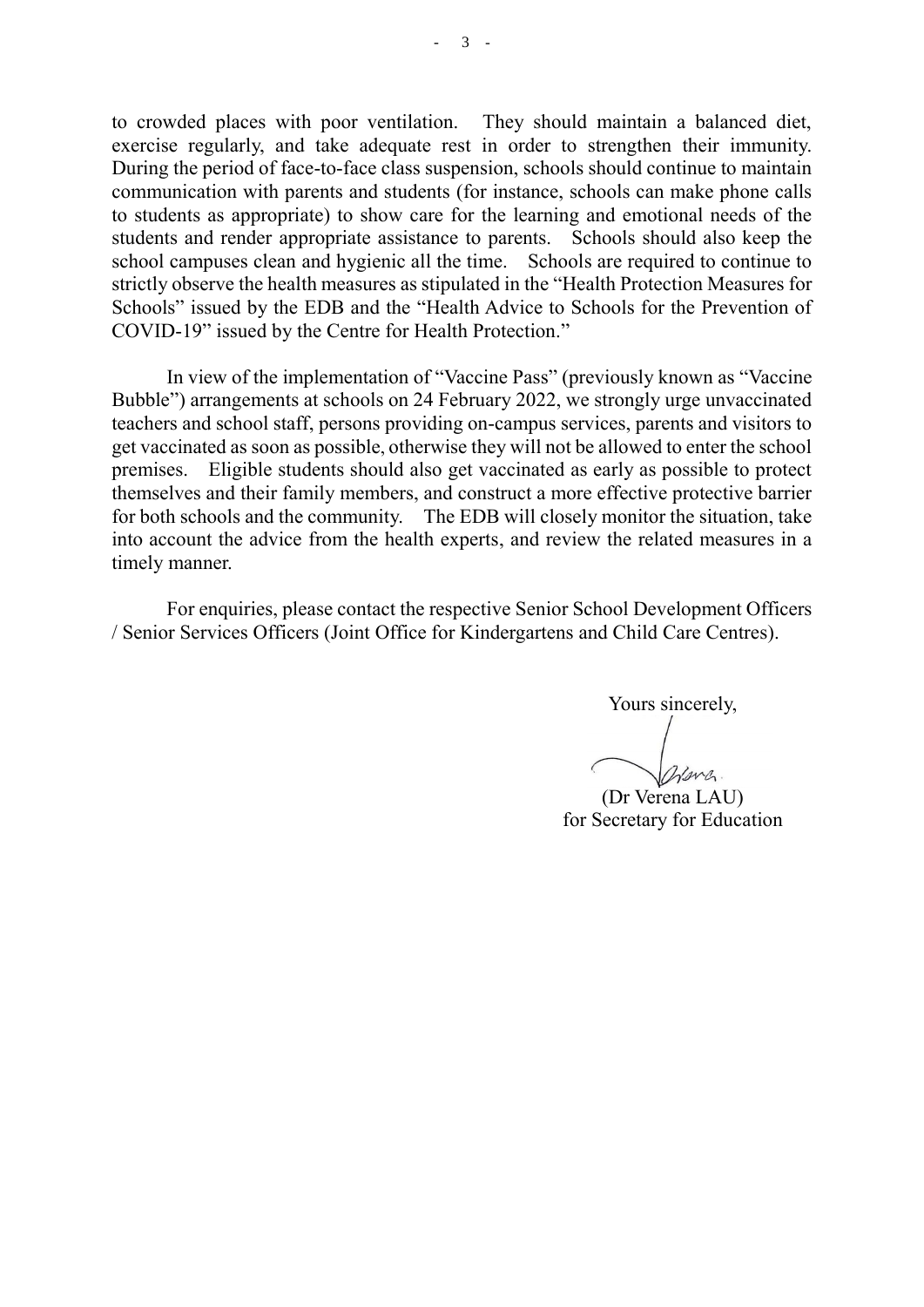to crowded places with poor ventilation. They should maintain a balanced diet, exercise regularly, and take adequate rest in order to strengthen their immunity. During the period of face-to-face class suspension, schools should continue to maintain communication with parents and students (for instance, schools can make phone calls to students as appropriate) to show care for the learning and emotional needs of the students and render appropriate assistance to parents. Schools should also keep the school campuses clean and hygienic all the time. Schools are required to continue to strictly observe the health measures as stipulated in the "Health Protection Measures for Schools" issued by the EDB and the "Health Advice to Schools for the Prevention of COVID-19" issued by the Centre for Health Protection."

In view of the implementation of "Vaccine Pass" (previously known as "Vaccine Bubble") arrangements at schools on 24 February 2022, we strongly urge unvaccinated teachers and school staff, persons providing on-campus services, parents and visitors to get vaccinated as soon as possible, otherwise they will not be allowed to enter the school premises. Eligible students should also get vaccinated as early as possible to protect themselves and their family members, and construct a more effective protective barrier for both schools and the community. The EDB will closely monitor the situation, take into account the advice from the health experts, and review the related measures in a timely manner.

For enquiries, please contact the respective Senior School Development Officers / Senior Services Officers (Joint Office for Kindergartens and Child Care Centres).

Yours sincerely,

(Dr Verena LAU)
for Secretary for Education